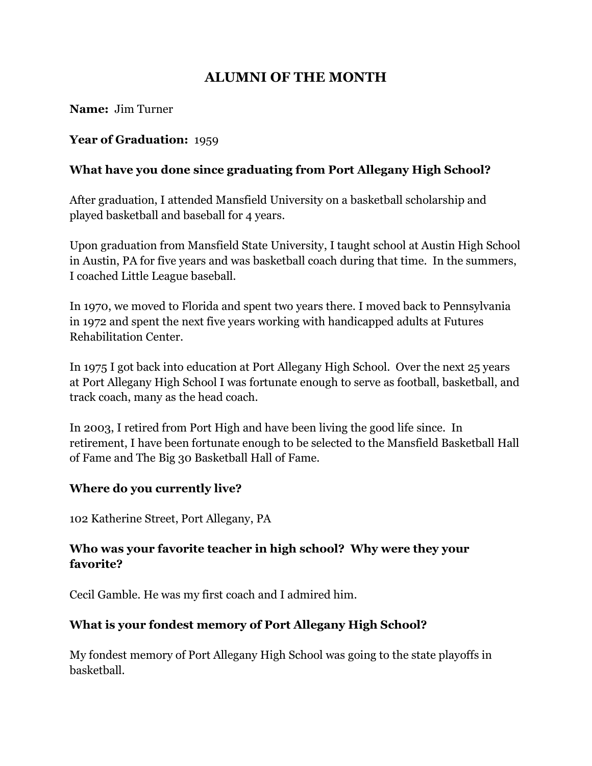# ALUMNI OF THE MONTH

**Name:** Jim Turner

**Year of Graduation:** 1959

**What have you done since graduating from Port Allegany High School?**

After graduation, I attended Mansfield University on a basketball scholarship and played basketball and baseball for 4 years.

Upon graduation from Mansfield State University, I taught school at Austin High School in Austin, PA for five years and was basketball coach during that time. In the summers, I coached Little League baseball.

In 1970, we moved to Florida and spent two years there. I moved back to Pennsylvania in 1972 and spent the next five years working with handicapped adults at Futures Rehabilitation Center.

In 1975 I got back into education at Port Allegany High School. Over the next 25 years at Port Allegany High School I was fortunate enough to serve as football, basketball, and track coach, many as the head coach.

In 2003, I retired from Port High and have been living the good life since. In retirement, I have been fortunate enough to be selected to the Mansfield Basketball Hall of Fame and The Big 30 Basketball Hall of Fame.

**Where do you currently live?**

102 Katherine Street, Port Allegany, PA

**Who was your favorite teacher in high school? Why were they your favorite?**

Cecil Gamble. He was my first coach and I admired him.

**What is your fondest memory of Port Allegany High School?**

My fondest memory of Port Allegany High School was going to the state playoffs in basketball.